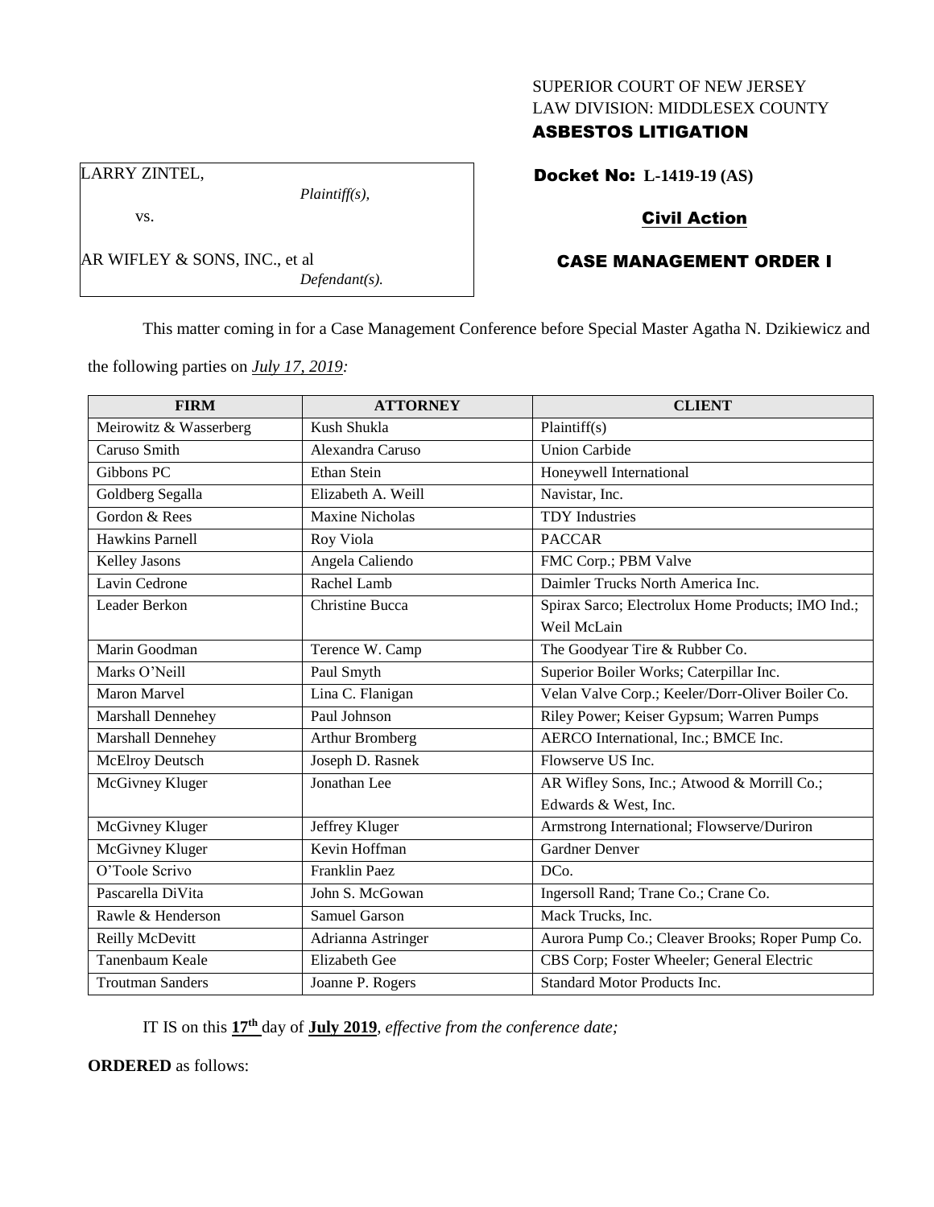SUPERIOR COURT OF NEW JERSEY
LAW DIVISION: MIDDLESEX COUNTY

**ASBESTOS LITIGATION**

LARRY ZINTEL,

*Plaintiff(s),*

vs.

AR WIFLEY & SONS, INC., et al

*Defendant(s).*

**Docket No: L-1419-19 (AS)**

**Civil Action**

**CASE MANAGEMENT ORDER I**

This matter coming in for a Case Management Conference before Special Master Agatha N. Dzikiewicz and the following parties on *July 17, 2019:*

| FIRM | ATTORNEY | CLIENT |
|---|---|---|
| Meirowitz & Wasserberg | Kush Shukla | Plaintiff(s) |
| Caruso Smith | Alexandra Caruso | Union Carbide |
| Gibbons PC | Ethan Stein | Honeywell International |
| Goldberg Segalla | Elizabeth A. Weill | Navistar, Inc. |
| Gordon & Rees | Maxine Nicholas | TDY Industries |
| Hawkins Parnell | Roy Viola | PACCAR |
| Kelley Jasons | Angela Caliendo | FMC Corp.; PBM Valve |
| Lavin Cedrone | Rachel Lamb | Daimler Trucks North America Inc. |
| Leader Berkon | Christine Bucca | Spirax Sarco; Electrolux Home Products; IMO Ind.; Weil McLain |
| Marin Goodman | Terence W. Camp | The Goodyear Tire & Rubber Co. |
| Marks O'Neill | Paul Smyth | Superior Boiler Works; Caterpillar Inc. |
| Maron Marvel | Lina C. Flanigan | Velan Valve Corp.; Keeler/Dorr-Oliver Boiler Co. |
| Marshall Dennehey | Paul Johnson | Riley Power; Keiser Gypsum; Warren Pumps |
| Marshall Dennehey | Arthur Bromberg | AERCO International, Inc.; BMCE Inc. |
| McElroy Deutsch | Joseph D. Rasnek | Flowserve US Inc. |
| McGivney Kluger | Jonathan Lee | AR Wifley Sons, Inc.; Atwood & Morrill Co.; Edwards & West, Inc. |
| McGivney Kluger | Jeffrey Kluger | Armstrong International; Flowserve/Duriron |
| McGivney Kluger | Kevin Hoffman | Gardner Denver |
| O'Toole Scrivo | Franklin Paez | DCo. |
| Pascarella DiVita | John S. McGowan | Ingersoll Rand; Trane Co.; Crane Co. |
| Rawle & Henderson | Samuel Garson | Mack Trucks, Inc. |
| Reilly McDevitt | Adrianna Astringer | Aurora Pump Co.; Cleaver Brooks; Roper Pump Co. |
| Tanenbaum Keale | Elizabeth Gee | CBS Corp; Foster Wheeler; General Electric |
| Troutman Sanders | Joanne P. Rogers | Standard Motor Products Inc. |

IT IS on this **17th** day of **July 2019**, *effective from the conference date;*

**ORDERED** as follows: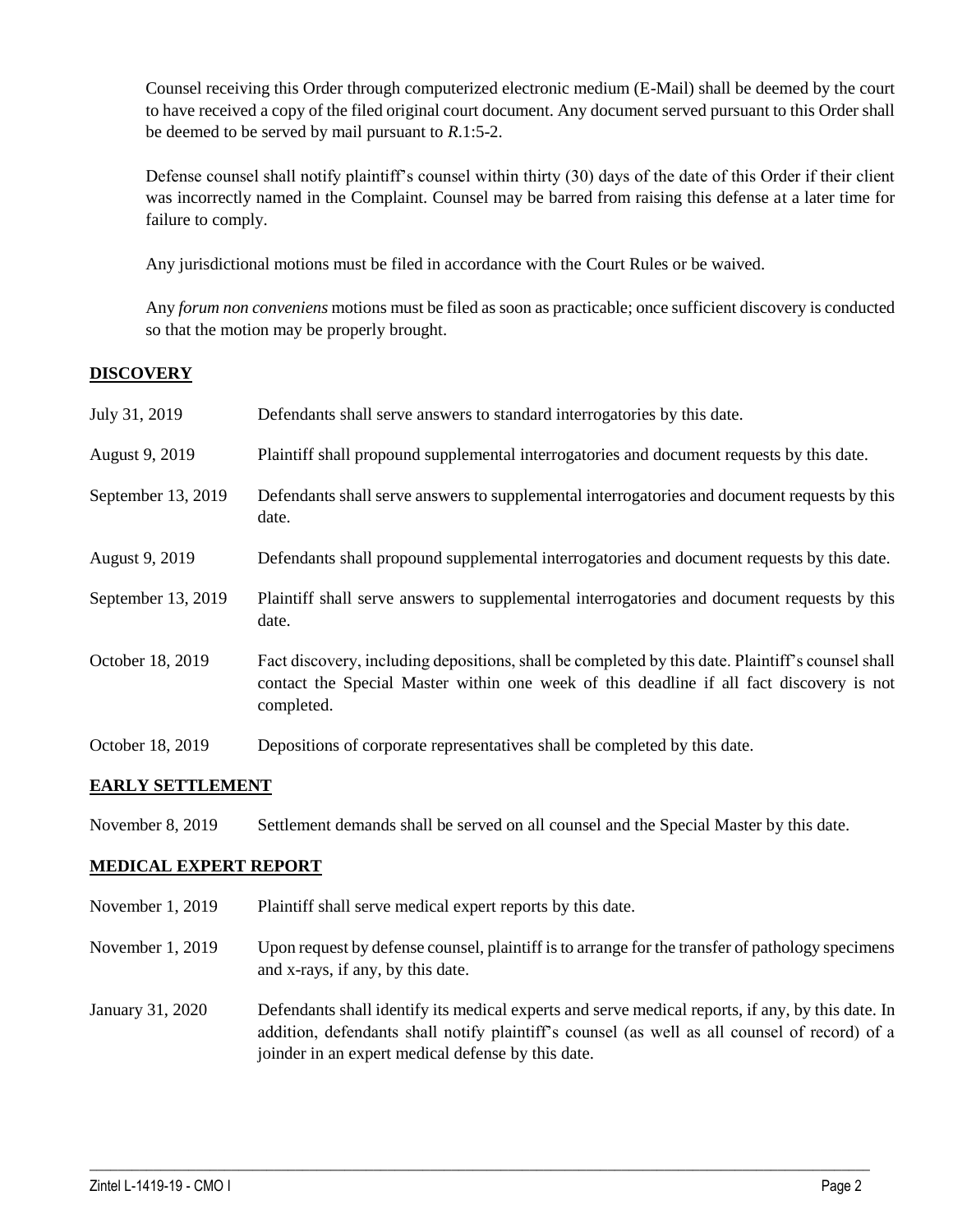Counsel receiving this Order through computerized electronic medium (E-Mail) shall be deemed by the court to have received a copy of the filed original court document. Any document served pursuant to this Order shall be deemed to be served by mail pursuant to *R*.1:5-2.

Defense counsel shall notify plaintiff's counsel within thirty (30) days of the date of this Order if their client was incorrectly named in the Complaint. Counsel may be barred from raising this defense at a later time for failure to comply.

Any jurisdictional motions must be filed in accordance with the Court Rules or be waived.

Any *forum non conveniens* motions must be filed as soon as practicable; once sufficient discovery is conducted so that the motion may be properly brought.

## DISCOVERY

| | |
|---|---|
| July 31, 2019 | Defendants shall serve answers to standard interrogatories by this date. |
| August 9, 2019 | Plaintiff shall propound supplemental interrogatories and document requests by this date. |
| September 13, 2019 | Defendants shall serve answers to supplemental interrogatories and document requests by this date. |
| August 9, 2019 | Defendants shall propound supplemental interrogatories and document requests by this date. |
| September 13, 2019 | Plaintiff shall serve answers to supplemental interrogatories and document requests by this date. |
| October 18, 2019 | Fact discovery, including depositions, shall be completed by this date. Plaintiff's counsel shall contact the Special Master within one week of this deadline if all fact discovery is not completed. |
| October 18, 2019 | Depositions of corporate representatives shall be completed by this date. |

## EARLY SETTLEMENT

| | |
|---|---|
| November 8, 2019 | Settlement demands shall be served on all counsel and the Special Master by this date. |

## MEDICAL EXPERT REPORT

| | |
|---|---|
| November 1, 2019 | Plaintiff shall serve medical expert reports by this date. |
| November 1, 2019 | Upon request by defense counsel, plaintiff is to arrange for the transfer of pathology specimens and x-rays, if any, by this date. |
| January 31, 2020 | Defendants shall identify its medical experts and serve medical reports, if any, by this date. In addition, defendants shall notify plaintiff's counsel (as well as all counsel of record) of a joinder in an expert medical defense by this date. |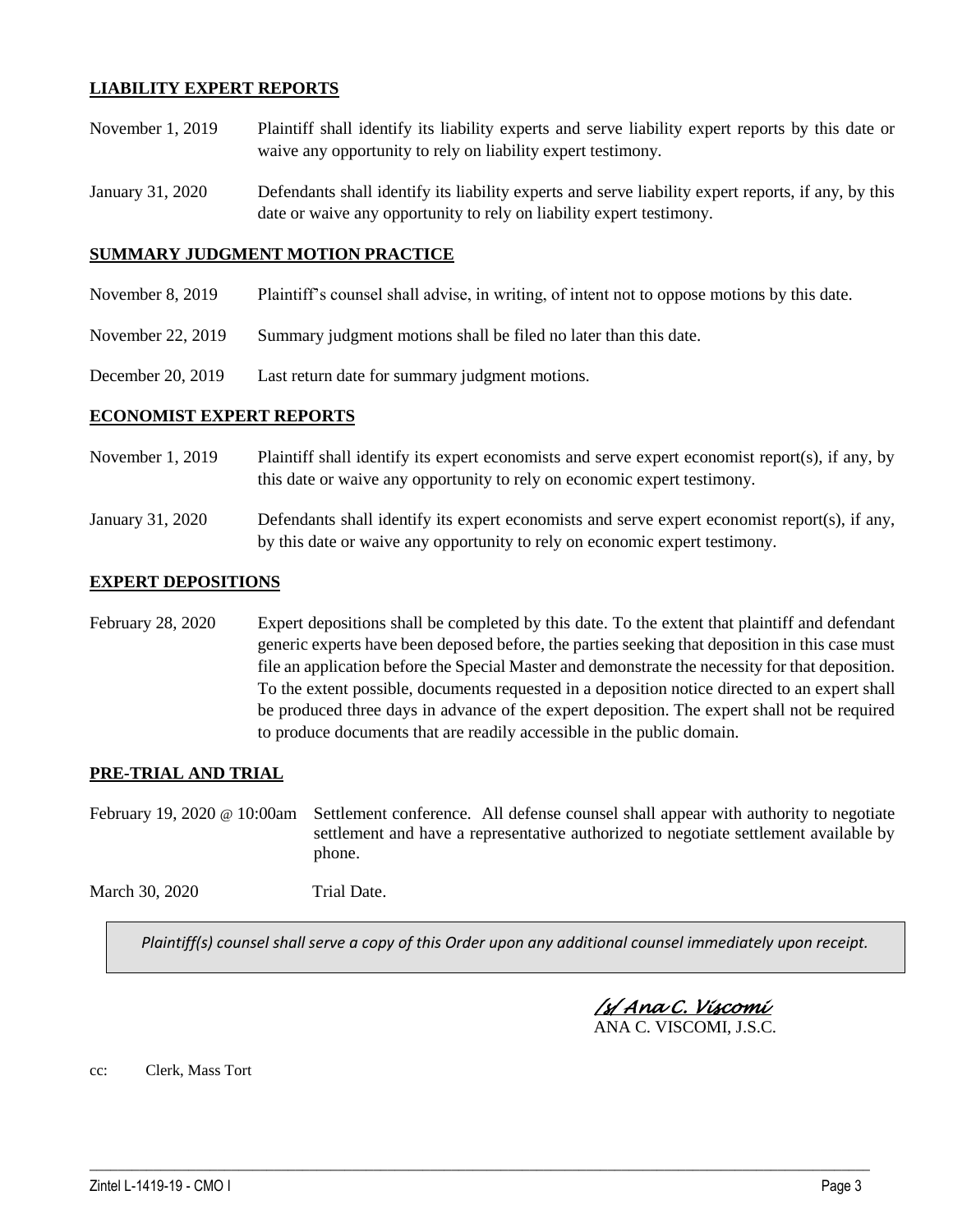**LIABILITY EXPERT REPORTS**

| | |
|---|---|
| November 1, 2019 | Plaintiff shall identify its liability experts and serve liability expert reports by this date or waive any opportunity to rely on liability expert testimony. |
| January 31, 2020 | Defendants shall identify its liability experts and serve liability expert reports, if any, by this date or waive any opportunity to rely on liability expert testimony. |

**SUMMARY JUDGMENT MOTION PRACTICE**

| | |
|---|---|
| November 8, 2019 | Plaintiff's counsel shall advise, in writing, of intent not to oppose motions by this date. |
| November 22, 2019 | Summary judgment motions shall be filed no later than this date. |
| December 20, 2019 | Last return date for summary judgment motions. |

**ECONOMIST EXPERT REPORTS**

| | |
|---|---|
| November 1, 2019 | Plaintiff shall identify its expert economists and serve expert economist report(s), if any, by this date or waive any opportunity to rely on economic expert testimony. |
| January 31, 2020 | Defendants shall identify its expert economists and serve expert economist report(s), if any, by this date or waive any opportunity to rely on economic expert testimony. |

**EXPERT DEPOSITIONS**

| | |
|---|---|
| February 28, 2020 | Expert depositions shall be completed by this date. To the extent that plaintiff and defendant generic experts have been deposed before, the parties seeking that deposition in this case must file an application before the Special Master and demonstrate the necessity for that deposition. To the extent possible, documents requested in a deposition notice directed to an expert shall be produced three days in advance of the expert deposition. The expert shall not be required to produce documents that are readily accessible in the public domain. |

**PRE-TRIAL AND TRIAL**

| | |
|---|---|
| February 19, 2020 @ 10:00am | Settlement conference. All defense counsel shall appear with authority to negotiate settlement and have a representative authorized to negotiate settlement available by phone. |
| March 30, 2020 | Trial Date. |

*Plaintiff(s) counsel shall serve a copy of this Order upon any additional counsel immediately upon receipt.*

*/s/ Ana C. Viscomi*
ANA C. VISCOMI, J.S.C.

cc: Clerk, Mass Tort